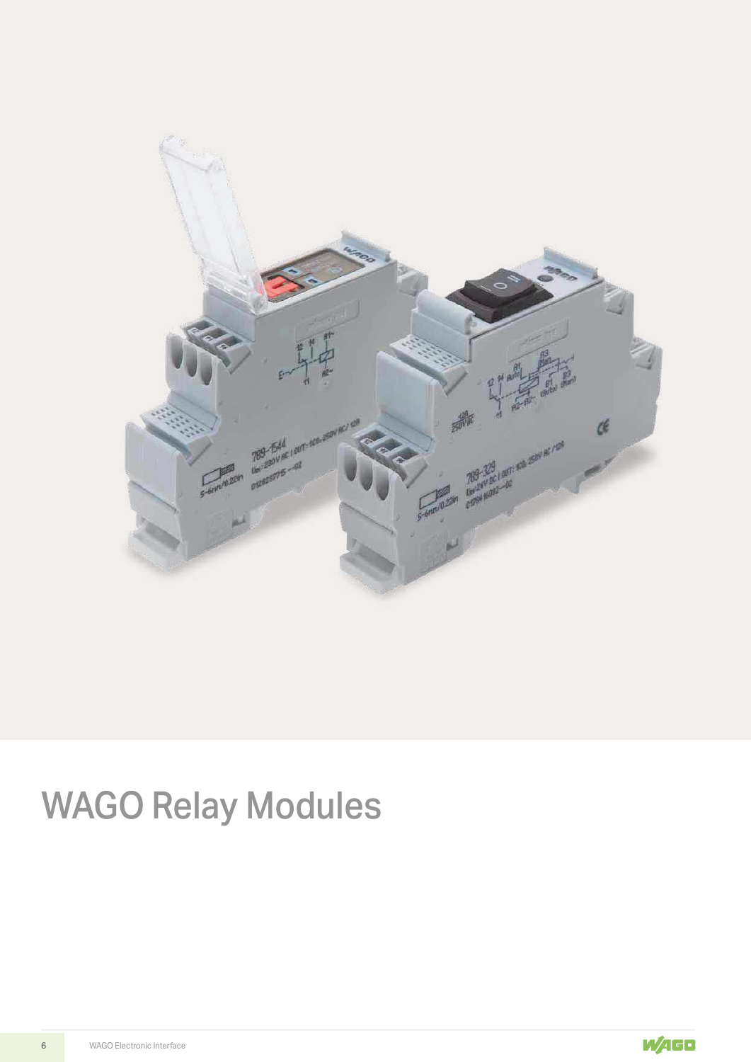# WAGO Relay Modules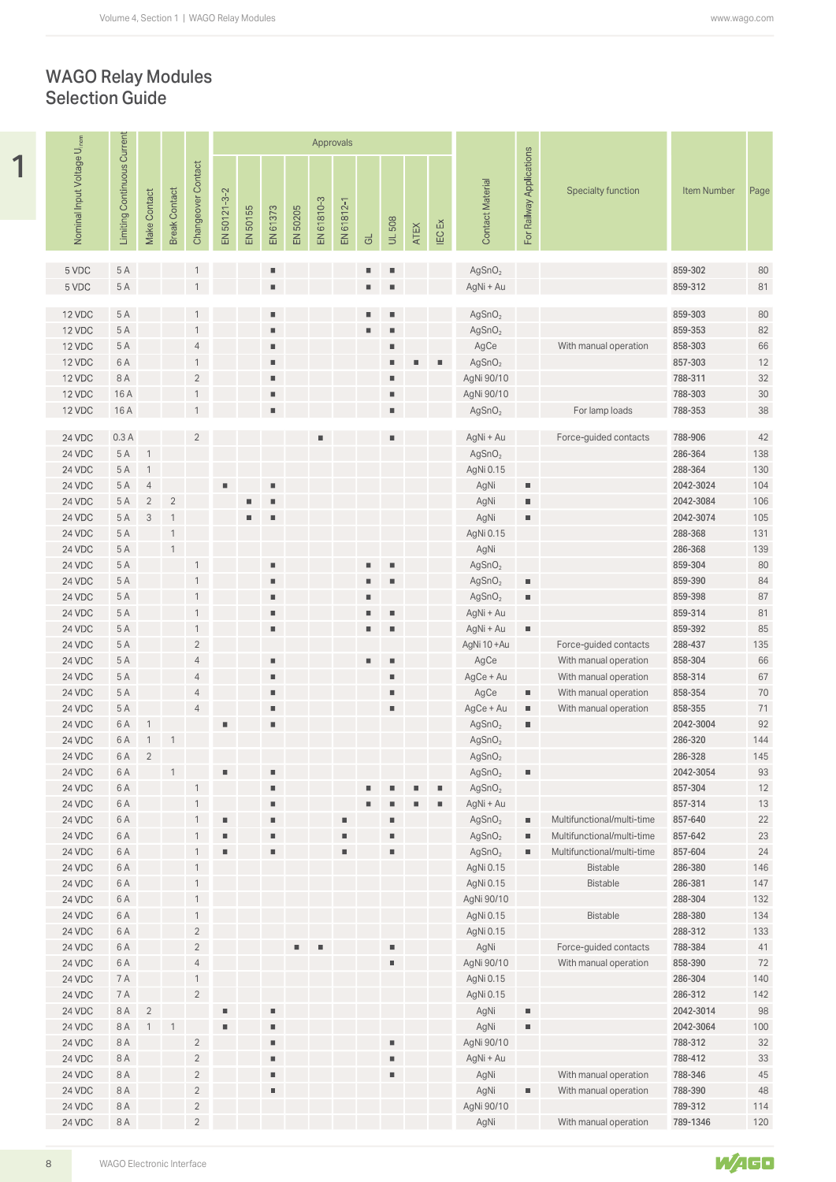# WAGO Relay Modules Selection Guide

| Nominal Input Voltage $U_{nom}$ | Limiting Continuous Current | Make Contact | Break Contact | Changeover Contact | Approvals | | | | | | | | | | Contact Material | For Railway Applications | Specialty function | Item Number | Page |
|---|---|---|---|---|---|---|---|---|---|---|---|---|---|---|---|---|---|---|---|
| | | | | | EN 50121-3-2 | EN 50155 | EN 61373 | EN 50205 | EN 61810-3 | EN 61812-1 | GL | UL 508 | ATEX | IEC Ex | | | | | |
| 5 VDC | 5 A | | | 1 | | | ■ | | | | ■ | ■ | | | $AgSnO_2$ | | | 859-302 | 80 |
| 5 VDC | 5 A | | | 1 | | | ■ | | | | ■ | ■ | | | AgNi + Au | | | 859-312 | 81 |
| 12 VDC | 5 A | | | 1 | | | ■ | | | | ■ | ■ | | | $AgSnO_2$ | | | 859-303 | 80 |
| 12 VDC | 5 A | | | 1 | | | ■ | | | | ■ | ■ | | | $AgSnO_2$ | | | 859-353 | 82 |
| 12 VDC | 5 A | | | 4 | | | ■ | | | | | ■ | | | AgCe | | With manual operation | 858-303 | 66 |
| 12 VDC | 6 A | | | 1 | | | ■ | | | | | ■ | ■ | ■ | $AgSnO_2$ | | | 857-303 | 12 |
| 12 VDC | 8 A | | | 2 | | | ■ | | | | | ■ | | | AgNi 90/10 | | | 788-311 | 32 |
| 12 VDC | 16 A | | | 1 | | | ■ | | | | | ■ | | | AgNi 90/10 | | | 788-303 | 30 |
| 12 VDC | 16 A | | | 1 | | | ■ | | | | | ■ | | | $AgSnO_2$ | | For lamp loads | 788-353 | 38 |
| 24 VDC | 0.3 A | | | 2 | | | | | ■ | | | ■ | | | AgNi + Au | | Force-guided contacts | 788-906 | 42 |
| 24 VDC | 5 A | 1 | | | | | | | | | | | | | $AgSnO_2$ | | | 286-364 | 138 |
| 24 VDC | 5 A | 1 | | | | | | | | | | | | | AgNi 0.15 | | | 288-364 | 130 |
| 24 VDC | 5 A | 4 | | | ■ | | ■ | | | | | | | | AgNi | ■ | | 2042-3024 | 104 |
| 24 VDC | 5 A | 2 | 2 | | | ■ | ■ | | | | | | | | AgNi | ■ | | 2042-3084 | 106 |
| 24 VDC | 5 A | 3 | 1 | | | ■ | ■ | | | | | | | | AgNi | ■ | | 2042-3074 | 105 |
| 24 VDC | 5 A | | 1 | | | | | | | | | | | | AgNi 0.15 | | | 288-368 | 131 |
| 24 VDC | 5 A | | 1 | | | | | | | | | | | | AgNi | | | 286-368 | 139 |
| 24 VDC | 5 A | | | 1 | | | ■ | | | | ■ | ■ | | | $AgSnO_2$ | | | 859-304 | 80 |
| 24 VDC | 5 A | | | 1 | | | ■ | | | | ■ | ■ | | | $AgSnO_2$ | ■ | | 859-390 | 84 |
| 24 VDC | 5 A | | | 1 | | | ■ | | | | ■ | | | | $AgSnO_2$ | ■ | | 859-398 | 87 |
| 24 VDC | 5 A | | | 1 | | | ■ | | | | ■ | ■ | | | AgNi + Au | | | 859-314 | 81 |
| 24 VDC | 5 A | | | 1 | | | ■ | | | | ■ | ■ | | | AgNi + Au | ■ | | 859-392 | 85 |
| 24 VDC | 5 A | | | 2 | | | | | | | | | | | AgNi 10 +Au | | Force-guided contacts | 288-437 | 135 |
| 24 VDC | 5 A | | | 4 | | | ■ | | | | ■ | ■ | | | AgCe | | With manual operation | 858-304 | 66 |
| 24 VDC | 5 A | | | 4 | | | ■ | | | | | ■ | | | AgCe + Au | | With manual operation | 858-314 | 67 |
| 24 VDC | 5 A | | | 4 | | | ■ | | | | | ■ | | | AgCe | ■ | With manual operation | 858-354 | 70 |
| 24 VDC | 5 A | | | 4 | | | ■ | | | | | ■ | | | AgCe + Au | ■ | With manual operation | 858-355 | 71 |
| 24 VDC | 6 A | 1 | | | ■ | | ■ | | | | | | | | $AgSnO_2$ | ■ | | 2042-3004 | 92 |
| 24 VDC | 6 A | 1 | 1 | | | | | | | | | | | | $AgSnO_2$ | | | 286-320 | 144 |
| 24 VDC | 6 A | 2 | | | | | | | | | | | | | $AgSnO_2$ | | | 286-328 | 145 |
| 24 VDC | 6 A | | 1 | | ■ | | ■ | | | | | | | | $AgSnO_2$ | ■ | | 2042-3054 | 93 |
| 24 VDC | 6 A | | | 1 | | | ■ | | | | ■ | ■ | ■ | ■ | $AgSnO_2$ | | | 857-304 | 12 |
| 24 VDC | 6 A | | | 1 | | | ■ | | | | ■ | ■ | ■ | ■ | AgNi + Au | | | 857-314 | 13 |
| 24 VDC | 6 A | | | 1 | ■ | | ■ | | | ■ | | ■ | | | $AgSnO_2$ | ■ | Multifunctional/multi-time | 857-640 | 22 |
| 24 VDC | 6 A | | | 1 | ■ | | ■ | | | ■ | | ■ | | | $AgSnO_2$ | ■ | Multifunctional/multi-time | 857-642 | 23 |
| 24 VDC | 6 A | | | 1 | ■ | | ■ | | | ■ | | ■ | | | $AgSnO_2$ | ■ | Multifunctional/multi-time | 857-604 | 24 |
| 24 VDC | 6 A | | | 1 | | | | | | | | | | | AgNi 0.15 | | Bistable | 286-380 | 146 |
| 24 VDC | 6 A | | | 1 | | | | | | | | | | | AgNi 0.15 | | Bistable | 286-381 | 147 |
| 24 VDC | 6 A | | | 1 | | | | | | | | | | | AgNi 90/10 | | | 288-304 | 132 |
| 24 VDC | 6 A | | | 1 | | | | | | | | | | | AgNi 0.15 | | Bistable | 288-380 | 134 |
| 24 VDC | 6 A | | | 2 | | | | | | | | | | | AgNi 0.15 | | | 288-312 | 133 |
| 24 VDC | 6 A | | | 2 | | | | ■ | ■ | | | ■ | | | AgNi | | Force-guided contacts | 788-384 | 41 |
| 24 VDC | 6 A | | | 4 | | | | | | | | ■ | | | AgNi 90/10 | | With manual operation | 858-390 | 72 |
| 24 VDC | 7 A | | | 1 | | | | | | | | | | | AgNi 0.15 | | | 286-304 | 140 |
| 24 VDC | 7 A | | | 2 | | | | | | | | | | | AgNi 0.15 | | | 286-312 | 142 |
| 24 VDC | 8 A | 2 | | | ■ | | ■ | | | | | | | | AgNi | ■ | | 2042-3014 | 98 |
| 24 VDC | 8 A | 1 | 1 | | ■ | | ■ | | | | | | | | AgNi | ■ | | 2042-3064 | 100 |
| 24 VDC | 8 A | | | 2 | | | ■ | | | | | ■ | | | AgNi 90/10 | | | 788-312 | 32 |
| 24 VDC | 8 A | | | 2 | | | ■ | | | | | ■ | | | AgNi + Au | | | 788-412 | 33 |
| 24 VDC | 8 A | | | 2 | | | ■ | | | | | ■ | | | AgNi | | With manual operation | 788-346 | 45 |
| 24 VDC | 8 A | | | 2 | | | ■ | | | | | | | | AgNi | ■ | With manual operation | 788-390 | 48 |
| 24 VDC | 8 A | | | 2 | | | | | | | | | | | AgNi 90/10 | | | 789-312 | 114 |
| 24 VDC | 8 A | | | 2 | | | | | | | | | | | AgNi | | With manual operation | 789-1346 | 120 |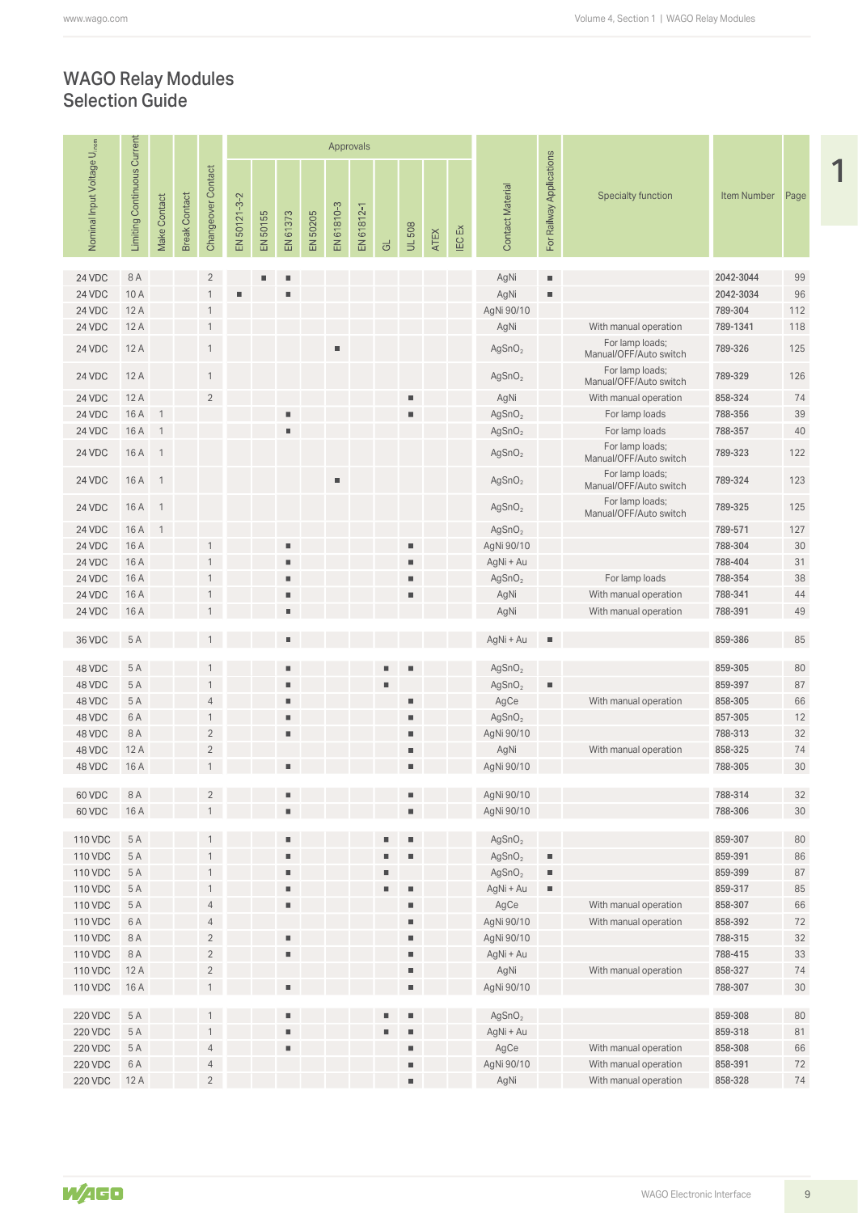# WAGO Relay Modules
## Selection Guide

| Nominal Input Voltage $U_{nom}$ | Limiting Continuous Current | Make Contact | Break Contact | Changeover Contact | Approvals | | | | | | | | | | Contact Material | For Railway Applications | Specialty function | Item Number | Page |
|---|---|---|---|---|---|---|---|---|---|---|---|---|---|---|---|---|---|---|---|
| | | | | | EN 50121-3-2 | EN 50155 | EN 61373 | EN 50205 | EN 61810-3 | EN 61812-1 | GL | UL 508 | ATEX | IEC Ex | | | | | |
| 24 VDC | 8 A | | | 2 | | ■ | ■ | | | | | | | | AgNi | ■ | | 2042-3044 | 99 |
| 24 VDC | 10 A | | | 1 | ■ | | ■ | | | | | | | | AgNi | ■ | | 2042-3034 | 96 |
| 24 VDC | 12 A | | | 1 | | | | | | | | | | | AgNi 90/10 | | | 789-304 | 112 |
| 24 VDC | 12 A | | | 1 | | | | | | | | | | | AgNi | | With manual operation | 789-1341 | 118 |
| 24 VDC | 12 A | | | 1 | | | | | ■ | | | | | | $AgSnO_2$ | | For lamp loads; Manual/OFF/Auto switch | 789-326 | 125 |
| 24 VDC | 12 A | | | 1 | | | | | | | | | | | $AgSnO_2$ | | For lamp loads; Manual/OFF/Auto switch | 789-329 | 126 |
| 24 VDC | 12 A | | | 2 | | | | | | | | ■ | | | AgNi | | With manual operation | 858-324 | 74 |
| 24 VDC | 16 A | 1 | | | | | ■ | | | | | ■ | | | $AgSnO_2$ | | For lamp loads | 788-356 | 39 |
| 24 VDC | 16 A | 1 | | | | | ■ | | | | | | | | $AgSnO_2$ | | For lamp loads | 788-357 | 40 |
| 24 VDC | 16 A | 1 | | | | | | | | | | | | | $AgSnO_2$ | | For lamp loads; Manual/OFF/Auto switch | 789-323 | 122 |
| 24 VDC | 16 A | 1 | | | | | | | ■ | | | | | | $AgSnO_2$ | | For lamp loads; Manual/OFF/Auto switch | 789-324 | 123 |
| 24 VDC | 16 A | 1 | | | | | | | | | | | | | $AgSnO_2$ | | For lamp loads; Manual/OFF/Auto switch | 789-325 | 125 |
| 24 VDC | 16 A | 1 | | | | | | | | | | | | | $AgSnO_2$ | | | 789-571 | 127 |
| 24 VDC | 16 A | | | 1 | | | ■ | | | | | ■ | | | AgNi 90/10 | | | 788-304 | 30 |
| 24 VDC | 16 A | | | 1 | | | ■ | | | | | ■ | | | AgNi + Au | | | 788-404 | 31 |
| 24 VDC | 16 A | | | 1 | | | ■ | | | | | ■ | | | $AgSnO_2$ | | For lamp loads | 788-354 | 38 |
| 24 VDC | 16 A | | | 1 | | | ■ | | | | | ■ | | | AgNi | | With manual operation | 788-341 | 44 |
| 24 VDC | 16 A | | | 1 | | | ■ | | | | | | | | AgNi | | With manual operation | 788-391 | 49 |
| 36 VDC | 5 A | | | 1 | | | ■ | | | | | | | | AgNi + Au | ■ | | 859-386 | 85 |
| 48 VDC | 5 A | | | 1 | | | ■ | | | | ■ | ■ | | | $AgSnO_2$ | | | 859-305 | 80 |
| 48 VDC | 5 A | | | 1 | | | ■ | | | | ■ | | | | $AgSnO_2$ | ■ | | 859-397 | 87 |
| 48 VDC | 5 A | | | 4 | | | ■ | | | | | ■ | | | AgCe | | With manual operation | 858-305 | 66 |
| 48 VDC | 6 A | | | 1 | | | ■ | | | | | ■ | | | $AgSnO_2$ | | | 857-305 | 12 |
| 48 VDC | 8 A | | | 2 | | | ■ | | | | | ■ | | | AgNi 90/10 | | | 788-313 | 32 |
| 48 VDC | 12 A | | | 2 | | | | | | | | ■ | | | AgNi | | With manual operation | 858-325 | 74 |
| 48 VDC | 16 A | | | 1 | | | ■ | | | | | ■ | | | AgNi 90/10 | | | 788-305 | 30 |
| 60 VDC | 8 A | | | 2 | | | ■ | | | | | ■ | | | AgNi 90/10 | | | 788-314 | 32 |
| 60 VDC | 16 A | | | 1 | | | ■ | | | | | ■ | | | AgNi 90/10 | | | 788-306 | 30 |
| 110 VDC | 5 A | | | 1 | | | ■ | | | | ■ | ■ | | | $AgSnO_2$ | | | 859-307 | 80 |
| 110 VDC | 5 A | | | 1 | | | ■ | | | | ■ | ■ | | | $AgSnO_2$ | ■ | | 859-391 | 86 |
| 110 VDC | 5 A | | | 1 | | | ■ | | | | ■ | | | | $AgSnO_2$ | ■ | | 859-399 | 87 |
| 110 VDC | 5 A | | | 1 | | | ■ | | | | ■ | ■ | | | AgNi + Au | ■ | | 859-317 | 85 |
| 110 VDC | 5 A | | | 4 | | | ■ | | | | | ■ | | | AgCe | | With manual operation | 858-307 | 66 |
| 110 VDC | 6 A | | | 4 | | | | | | | | ■ | | | AgNi 90/10 | | With manual operation | 858-392 | 72 |
| 110 VDC | 8 A | | | 2 | | | ■ | | | | | ■ | | | AgNi 90/10 | | | 788-315 | 32 |
| 110 VDC | 8 A | | | 2 | | | ■ | | | | | ■ | | | AgNi + Au | | | 788-415 | 33 |
| 110 VDC | 12 A | | | 2 | | | | | | | | ■ | | | AgNi | | With manual operation | 858-327 | 74 |
| 110 VDC | 16 A | | | 1 | | | ■ | | | | | ■ | | | AgNi 90/10 | | | 788-307 | 30 |
| 220 VDC | 5 A | | | 1 | | | ■ | | | | ■ | ■ | | | $AgSnO_2$ | | | 859-308 | 80 |
| 220 VDC | 5 A | | | 1 | | | ■ | | | | ■ | ■ | | | AgNi + Au | | | 859-318 | 81 |
| 220 VDC | 5 A | | | 4 | | | ■ | | | | | ■ | | | AgCe | | With manual operation | 858-308 | 66 |
| 220 VDC | 6 A | | | 4 | | | | | | | | ■ | | | AgNi 90/10 | | With manual operation | 858-391 | 72 |
| 220 VDC | 12 A | | | 2 | | | | | | | | ■ | | | AgNi | | With manual operation | 858-328 | 74 |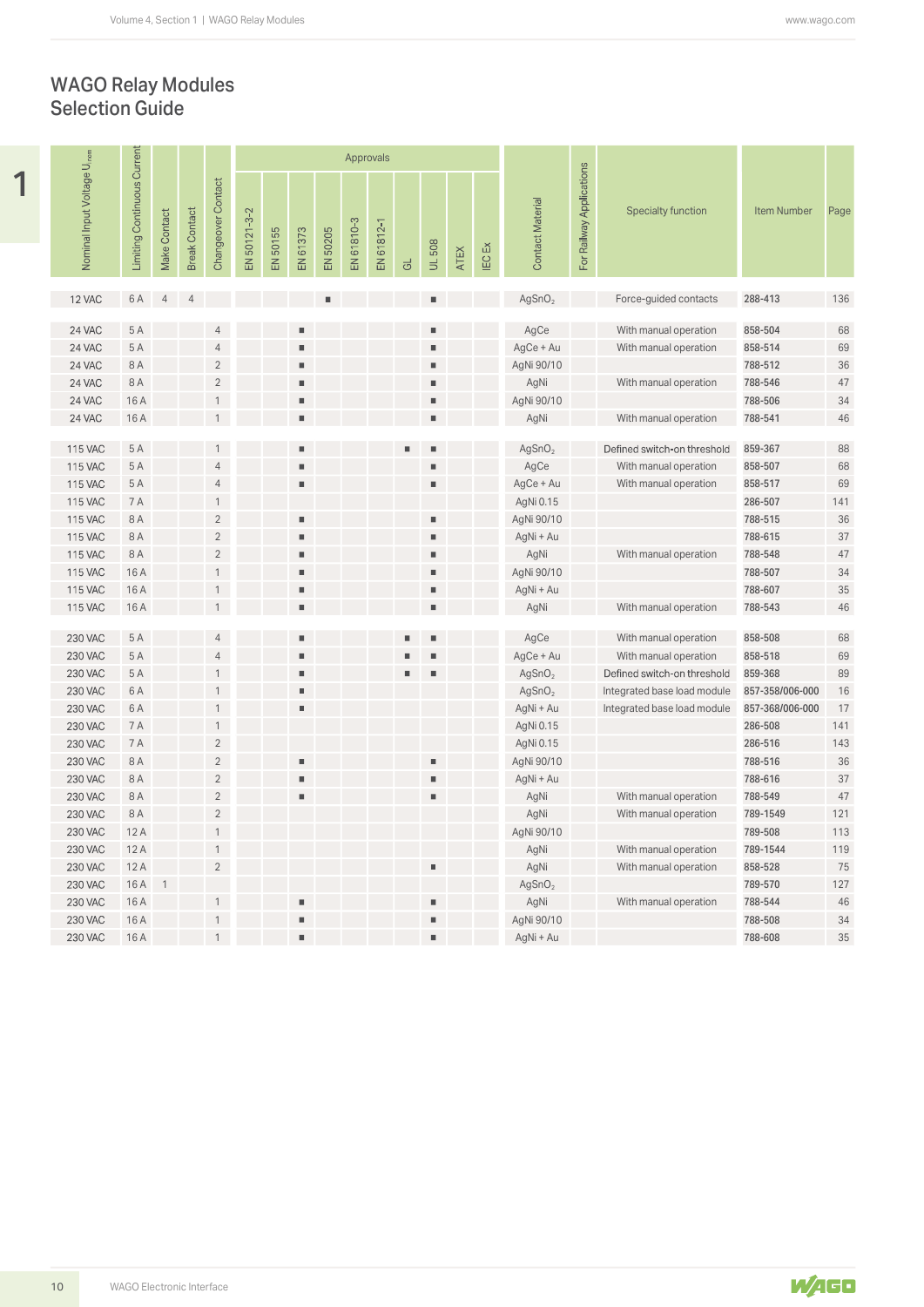# WAGO Relay Modules Selection Guide

| Nominal Input Voltage $U_{nom}$ | Limiting Continuous Current | Make Contact | Break Contact | Changeover Contact | Approvals | | | | | | | | | | Contact Material | For Railway Applications | Specialty function | Item Number | Page |
|---|---|---|---|---|---|---|---|---|---|---|---|---|---|---|---|---|---|---|---|
| | | | | | EN 50121-3-2 | EN 50155 | EN 61373 | EN 50205 | EN 61810-3 | EN 61812-1 | GL | UL 508 | ATEX | IEC Ex | | | | | |
| 12 VAC | 6 A | 4 | 4 | | | | | ■ | | | | ■ | | | $AgSnO_2$ | | Force-guided contacts | 288-413 | 136 |
| 24 VAC | 5 A | | | 4 | | | ■ | | | | | ■ | | | AgCe | | With manual operation | 858-504 | 68 |
| 24 VAC | 5 A | | | 4 | | | ■ | | | | | ■ | | | AgCe + Au | | With manual operation | 858-514 | 69 |
| 24 VAC | 8 A | | | 2 | | | ■ | | | | | ■ | | | AgNi 90/10 | | | 788-512 | 36 |
| 24 VAC | 8 A | | | 2 | | | ■ | | | | | ■ | | | AgNi | | With manual operation | 788-546 | 47 |
| 24 VAC | 16 A | | | 1 | | | ■ | | | | | ■ | | | AgNi 90/10 | | | 788-506 | 34 |
| 24 VAC | 16 A | | | 1 | | | ■ | | | | | ■ | | | AgNi | | With manual operation | 788-541 | 46 |
| 115 VAC | 5 A | | | 1 | | | ■ | | | | ■ | ■ | | | $AgSnO_2$ | | Defined switch-on threshold | 859-367 | 88 |
| 115 VAC | 5 A | | | 4 | | | ■ | | | | | ■ | | | AgCe | | With manual operation | 858-507 | 68 |
| 115 VAC | 5 A | | | 4 | | | ■ | | | | | ■ | | | AgCe + Au | | With manual operation | 858-517 | 69 |
| 115 VAC | 7 A | | | 1 | | | | | | | | | | | AgNi 0.15 | | | 286-507 | 141 |
| 115 VAC | 8 A | | | 2 | | | ■ | | | | | ■ | | | AgNi 90/10 | | | 788-515 | 36 |
| 115 VAC | 8 A | | | 2 | | | ■ | | | | | ■ | | | AgNi + Au | | | 788-615 | 37 |
| 115 VAC | 8 A | | | 2 | | | ■ | | | | | ■ | | | AgNi | | With manual operation | 788-548 | 47 |
| 115 VAC | 16 A | | | 1 | | | ■ | | | | | ■ | | | AgNi 90/10 | | | 788-507 | 34 |
| 115 VAC | 16 A | | | 1 | | | ■ | | | | | ■ | | | AgNi + Au | | | 788-607 | 35 |
| 115 VAC | 16 A | | | 1 | | | ■ | | | | | ■ | | | AgNi | | With manual operation | 788-543 | 46 |
| 230 VAC | 5 A | | | 4 | | | ■ | | | | ■ | ■ | | | AgCe | | With manual operation | 858-508 | 68 |
| 230 VAC | 5 A | | | 4 | | | ■ | | | | ■ | ■ | | | AgCe + Au | | With manual operation | 858-518 | 69 |
| 230 VAC | 5 A | | | 1 | | | ■ | | | | ■ | ■ | | | $AgSnO_2$ | | Defined switch-on threshold | 859-368 | 89 |
| 230 VAC | 6 A | | | 1 | | | ■ | | | | | | | | $AgSnO_2$ | | Integrated base load module | 857-358/006-000 | 16 |
| 230 VAC | 6 A | | | 1 | | | ■ | | | | | | | | AgNi + Au | | Integrated base load module | 857-368/006-000 | 17 |
| 230 VAC | 7 A | | | 1 | | | | | | | | | | | AgNi 0.15 | | | 286-508 | 141 |
| 230 VAC | 7 A | | | 2 | | | | | | | | | | | AgNi 0.15 | | | 286-516 | 143 |
| 230 VAC | 8 A | | | 2 | | | ■ | | | | | ■ | | | AgNi 90/10 | | | 788-516 | 36 |
| 230 VAC | 8 A | | | 2 | | | ■ | | | | | ■ | | | AgNi + Au | | | 788-616 | 37 |
| 230 VAC | 8 A | | | 2 | | | ■ | | | | | ■ | | | AgNi | | With manual operation | 788-549 | 47 |
| 230 VAC | 8 A | | | 2 | | | | | | | | | | | AgNi | | With manual operation | 789-1549 | 121 |
| 230 VAC | 12 A | | | 1 | | | | | | | | | | | AgNi 90/10 | | | 789-508 | 113 |
| 230 VAC | 12 A | | | 1 | | | | | | | | | | | AgNi | | With manual operation | 789-1544 | 119 |
| 230 VAC | 12 A | | | 2 | | | | | | | | ■ | | | AgNi | | With manual operation | 858-528 | 75 |
| 230 VAC | 16 A | 1 | | | | | | | | | | | | | $AgSnO_2$ | | | 789-570 | 127 |
| 230 VAC | 16 A | | | 1 | | | ■ | | | | | ■ | | | AgNi | | With manual operation | 788-544 | 46 |
| 230 VAC | 16 A | | | 1 | | | ■ | | | | | ■ | | | AgNi 90/10 | | | 788-508 | 34 |
| 230 VAC | 16 A | | | 1 | | | ■ | | | | | ■ | | | AgNi + Au | | | 788-608 | 35 |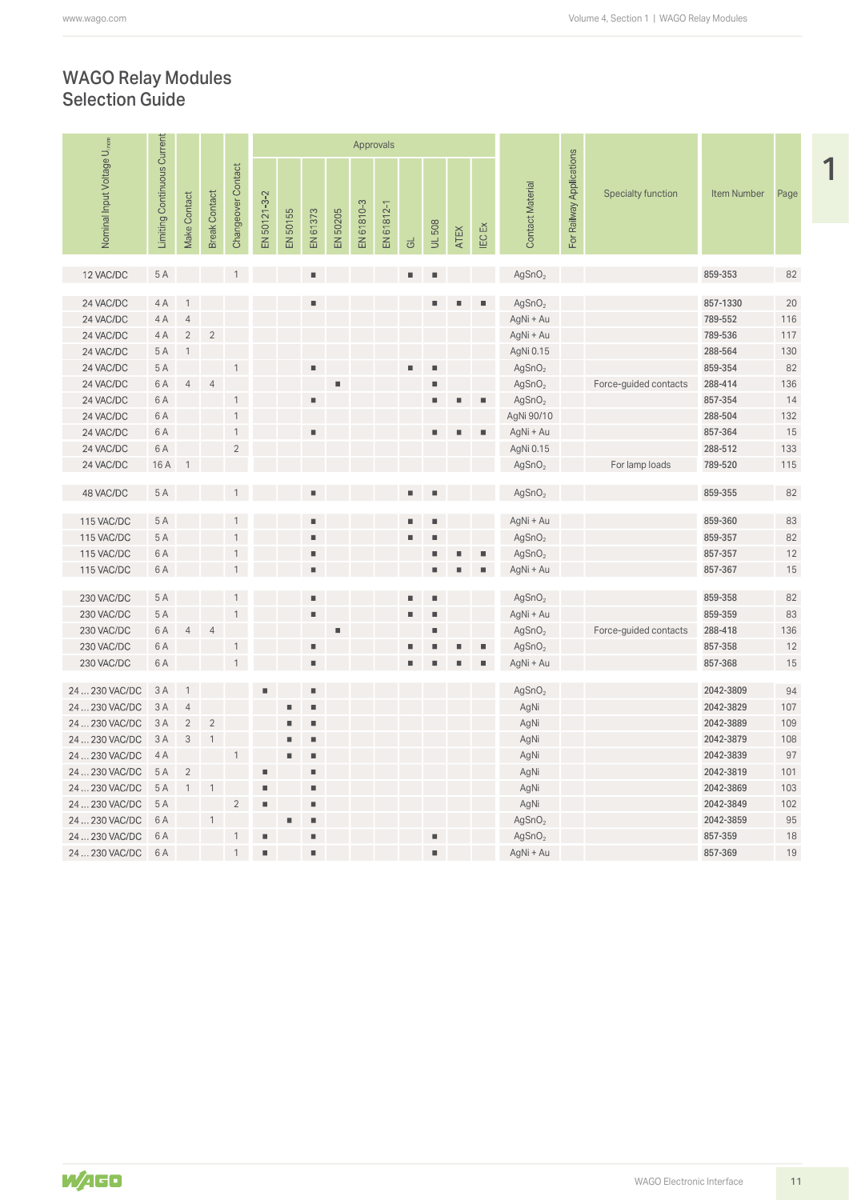# WAGO Relay Modules
Selection Guide

| Nominal Input Voltage $U_{nom}$ | Limiting Continuous Current | Make Contact | Break Contact | Changeover Contact | Approvals | | | | | | | | | | Contact Material | For Railway Applications | Specialty function | Item Number | Page |
|---|---|---|---|---|---|---|---|---|---|---|---|---|---|---|---|---|---|---|---|
| | | | | | EN 50121-3-2 | EN 50155 | EN 61373 | EN 50205 | EN 61810-3 | EN 61812-1 | GL | UL 508 | ATEX | IEC Ex | | | | | |
| 12 VAC/DC | 5 A | | | 1 | | | ■ | | | | ■ | ■ | | | $AgSnO_2$ | | | 859-353 | 82 |
| 24 VAC/DC | 4 A | 1 | | | | | ■ | | | | | ■ | ■ | ■ | $AgSnO_2$ | | | 857-1330 | 20 |
| 24 VAC/DC | 4 A | 4 | | | | | | | | | | | | | AgNi + Au | | | 789-552 | 116 |
| 24 VAC/DC | 4 A | 2 | 2 | | | | | | | | | | | | AgNi + Au | | | 789-536 | 117 |
| 24 VAC/DC | 5 A | 1 | | | | | | | | | | | | | AgNi 0.15 | | | 288-564 | 130 |
| 24 VAC/DC | 5 A | | | 1 | | | ■ | | | | ■ | ■ | | | $AgSnO_2$ | | | 859-354 | 82 |
| 24 VAC/DC | 6 A | 4 | 4 | | | | | ■ | | | | ■ | | | $AgSnO_2$ | | Force-guided contacts | 288-414 | 136 |
| 24 VAC/DC | 6 A | | | 1 | | | ■ | | | | | ■ | ■ | ■ | $AgSnO_2$ | | | 857-354 | 14 |
| 24 VAC/DC | 6 A | | | 1 | | | | | | | | | | | AgNi 90/10 | | | 288-504 | 132 |
| 24 VAC/DC | 6 A | | | 1 | | | ■ | | | | | ■ | ■ | ■ | AgNi + Au | | | 857-364 | 15 |
| 24 VAC/DC | 6 A | | | 2 | | | | | | | | | | | AgNi 0.15 | | | 288-512 | 133 |
| 24 VAC/DC | 16 A | 1 | | | | | | | | | | | | | $AgSnO_2$ | | For lamp loads | 789-520 | 115 |
| 48 VAC/DC | 5 A | | | 1 | | | ■ | | | | ■ | ■ | | | $AgSnO_2$ | | | 859-355 | 82 |
| 115 VAC/DC | 5 A | | | 1 | | | ■ | | | | ■ | ■ | | | AgNi + Au | | | 859-360 | 83 |
| 115 VAC/DC | 5 A | | | 1 | | | ■ | | | | ■ | ■ | | | $AgSnO_2$ | | | 859-357 | 82 |
| 115 VAC/DC | 6 A | | | 1 | | | ■ | | | | | ■ | ■ | ■ | $AgSnO_2$ | | | 857-357 | 12 |
| 115 VAC/DC | 6 A | | | 1 | | | ■ | | | | | ■ | ■ | ■ | AgNi + Au | | | 857-367 | 15 |
| 230 VAC/DC | 5 A | | | 1 | | | ■ | | | | ■ | ■ | | | $AgSnO_2$ | | | 859-358 | 82 |
| 230 VAC/DC | 5 A | | | 1 | | | ■ | | | | ■ | ■ | | | AgNi + Au | | | 859-359 | 83 |
| 230 VAC/DC | 6 A | 4 | 4 | | | | | ■ | | | | ■ | | | $AgSnO_2$ | | Force-guided contacts | 288-418 | 136 |
| 230 VAC/DC | 6 A | | | 1 | | | ■ | | | | ■ | ■ | ■ | ■ | $AgSnO_2$ | | | 857-358 | 12 |
| 230 VAC/DC | 6 A | | | 1 | | | ■ | | | | ■ | ■ | ■ | ■ | AgNi + Au | | | 857-368 | 15 |
| 24 ... 230 VAC/DC | 3 A | 1 | | | ■ | | ■ | | | | | | | | $AgSnO_2$ | | | 2042-3809 | 94 |
| 24 ... 230 VAC/DC | 3 A | 4 | | | | ■ | ■ | | | | | | | | AgNi | | | 2042-3829 | 107 |
| 24 ... 230 VAC/DC | 3 A | 2 | 2 | | | ■ | ■ | | | | | | | | AgNi | | | 2042-3889 | 109 |
| 24 ... 230 VAC/DC | 3 A | 3 | 1 | | | ■ | ■ | | | | | | | | AgNi | | | 2042-3879 | 108 |
| 24 ... 230 VAC/DC | 4 A | | | 1 | | ■ | ■ | | | | | | | | AgNi | | | 2042-3839 | 97 |
| 24 ... 230 VAC/DC | 5 A | 2 | | | ■ | | ■ | | | | | | | | AgNi | | | 2042-3819 | 101 |
| 24 ... 230 VAC/DC | 5 A | 1 | 1 | | ■ | | ■ | | | | | | | | AgNi | | | 2042-3869 | 103 |
| 24 ... 230 VAC/DC | 5 A | | | 2 | ■ | | ■ | | | | | | | | AgNi | | | 2042-3849 | 102 |
| 24 ... 230 VAC/DC | 6 A | | 1 | | | ■ | ■ | | | | | | | | $AgSnO_2$ | | | 2042-3859 | 95 |
| 24 ... 230 VAC/DC | 6 A | | | 1 | ■ | | ■ | | | | | ■ | | | $AgSnO_2$ | | | 857-359 | 18 |
| 24 ... 230 VAC/DC | 6 A | | | 1 | ■ | | ■ | | | | | ■ | | | AgNi + Au | | | 857-369 | 19 |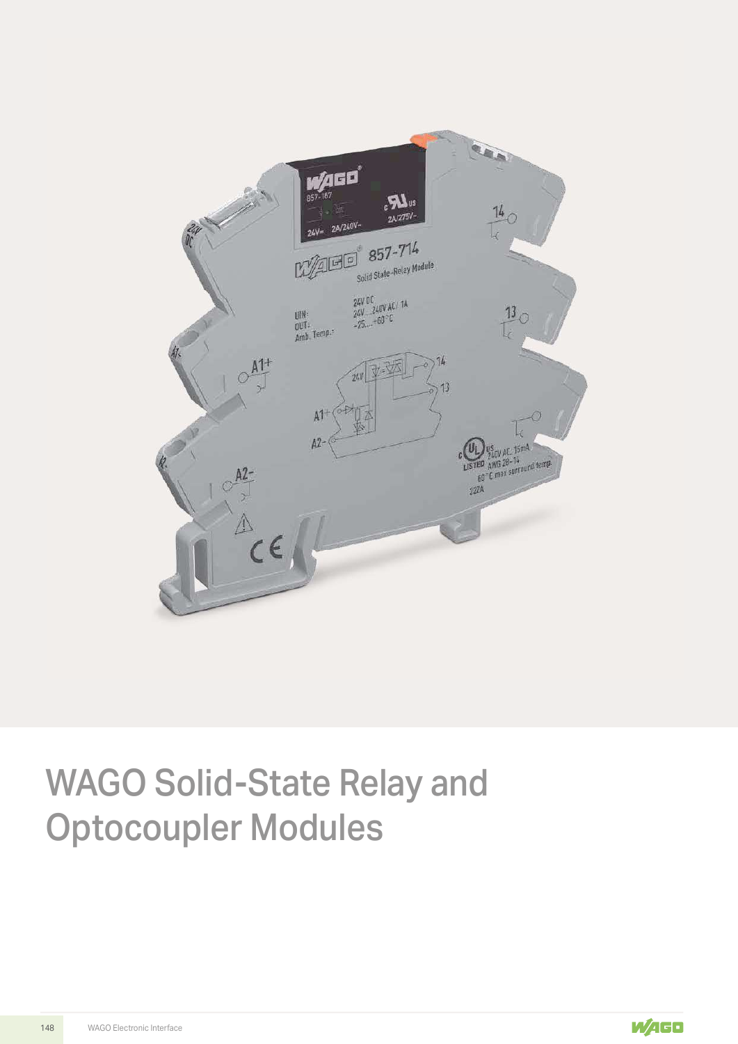# WAGO Solid-State Relay and Optocoupler Modules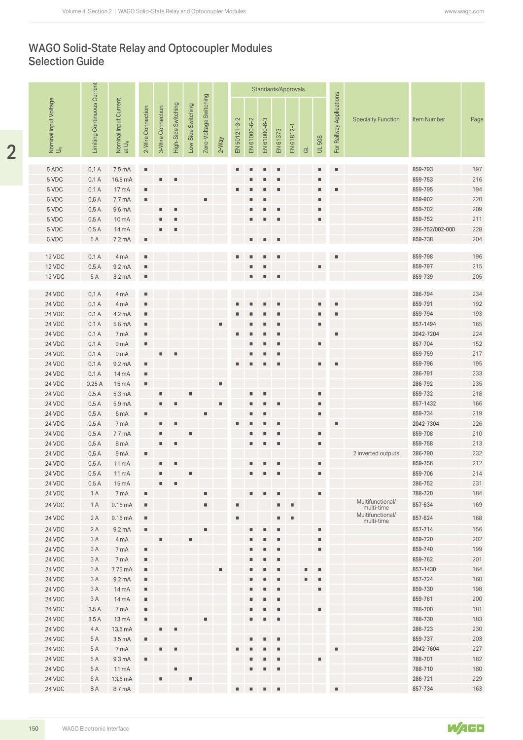# WAGO Solid-State Relay and Optocoupler Modules Selection Guide

| Nominal Input Voltage $U_N$ | Limiting Continuous Current | Nominal Input Current at $U_N$ | 2-Wire Connection | 3-Wire Connection | High-Side Switching | Low-Side Switching | Zero-Voltage Switching | 2-Way | Standards/Approvals | | | | | | | For Railway Applications | Specialty Function | Item Number | Page |
|---|---|---|---|---|---|---|---|---|---|---|---|---|---|---|---|---|---|---|---|
| | | | | | | | | | EN 50121-3-2 | EN 61000-6-2 | EN 61000-6-3 | EN 61373 | EN 61812-1 | GL | UL 508 | | | | |
| 5 ADC | 0.1 A | 7.5 mA | ■ | | | | | | ■ | ■ | ■ | ■ | | | ■ | ■ | | 859-793 | 197 |
| 5 VDC | 0.1 A | 16.5 mA | | ■ | ■ | | | | | ■ | ■ | ■ | | | ■ | | | 859-753 | 216 |
| 5 VDC | 0.1 A | 17 mA | ■ | | | | | | ■ | ■ | ■ | ■ | | | ■ | ■ | | 859-795 | 194 |
| 5 VDC | 0.5 A | 7.7 mA | ■ | | | | ■ | | | ■ | ■ | | | | ■ | | | 859-902 | 220 |
| 5 VDC | 0.5 A | 9.6 mA | | ■ | ■ | | | | | ■ | ■ | ■ | | | ■ | | | 859-702 | 209 |
| 5 VDC | 0.5 A | 10 mA | | ■ | ■ | | | | | ■ | ■ | ■ | | | ■ | | | 859-752 | 211 |
| 5 VDC | 0.5 A | 14 mA | | ■ | ■ | | | | | | | | | | | | | 286-752/002-000 | 228 |
| 5 VDC | 5 A | 7.2 mA | ■ | | | | | | | ■ | ■ | ■ | | | | | | 859-738 | 204 |
| 12 VDC | 0.1 A | 4 mA | ■ | | | | | | ■ | ■ | ■ | ■ | | | | ■ | | 859-798 | 196 |
| 12 VDC | 0.5 A | 9.2 mA | ■ | | | | | | | ■ | ■ | | | | ■ | | | 859-797 | 215 |
| 12 VDC | 5 A | 3.2 mA | ■ | | | | | | | ■ | ■ | ■ | | | | | | 859-739 | 205 |
| 24 VDC | 0.1 A | 4 mA | ■ | | | | | | | | | | | | | | | 286-794 | 234 |
| 24 VDC | 0.1 A | 4 mA | ■ | | | | | | ■ | ■ | ■ | ■ | | | ■ | ■ | | 859-791 | 192 |
| 24 VDC | 0.1 A | 4.2 mA | ■ | | | | | | ■ | ■ | ■ | ■ | | | ■ | ■ | | 859-794 | 193 |
| 24 VDC | 0.1 A | 5.6 mA | ■ | | | | | ■ | | ■ | ■ | ■ | | | ■ | | | 857-1494 | 165 |
| 24 VDC | 0.1 A | 7 mA | ■ | | | | | | ■ | ■ | ■ | ■ | | | | ■ | | 2042-7204 | 224 |
| 24 VDC | 0.1 A | 9 mA | ■ | | | | | | | ■ | ■ | ■ | | | ■ | | | 857-704 | 152 |
| 24 VDC | 0.1 A | 9 mA | | ■ | ■ | | | | | ■ | ■ | ■ | | | | | | 859-759 | 217 |
| 24 VDC | 0.1 A | 9.2 mA | ■ | | | | | | ■ | ■ | ■ | ■ | | | ■ | ■ | | 859-796 | 195 |
| 24 VDC | 0.1 A | 14 mA | ■ | | | | | | | | | | | | | | | 286-791 | 233 |
| 24 VDC | 0.25 A | 15 mA | ■ | | | | | ■ | | | | | | | | | | 286-792 | 235 |
| 24 VDC | 0.5 A | 5.3 mA | | ■ | | ■ | | | | ■ | ■ | | | | ■ | | | 859-732 | 218 |
| 24 VDC | 0.5 A | 5.9 mA | | ■ | ■ | | | ■ | | ■ | ■ | ■ | | | ■ | | | 857-1432 | 166 |
| 24 VDC | 0.5 A | 6 mA | ■ | | | | ■ | | | ■ | ■ | | | | ■ | | | 859-734 | 219 |
| 24 VDC | 0.5 A | 7 mA | | ■ | ■ | | | | ■ | ■ | ■ | ■ | | | | ■ | | 2042-7304 | 226 |
| 24 VDC | 0.5 A | 7.7 mA | | ■ | | ■ | | | | ■ | ■ | ■ | | | ■ | | | 859-708 | 210 |
| 24 VDC | 0.5 A | 8 mA | | ■ | ■ | | | | | ■ | ■ | ■ | | | ■ | | | 859-758 | 213 |
| 24 VDC | 0.5 A | 9 mA | ■ | | | | | | | | | | | | | | 2 inverted outputs | 286-790 | 232 |
| 24 VDC | 0.5 A | 11 mA | | ■ | ■ | | | | | ■ | ■ | ■ | | | ■ | | | 859-756 | 212 |
| 24 VDC | 0.5 A | 11 mA | | ■ | | ■ | | | | ■ | ■ | ■ | | | ■ | | | 859-706 | 214 |
| 24 VDC | 0.5 A | 15 mA | | ■ | ■ | | | | | | | | | | | | | 286-752 | 231 |
| 24 VDC | 1 A | 7 mA | ■ | | | | ■ | | | ■ | ■ | ■ | | | ■ | | | 788-720 | 184 |
| 24 VDC | 1 A | 9.15 mA | ■ | | | | ■ | | ■ | | | ■ | ■ | | | | Multifunctional/ multi-time | 857-634 | 169 |
| 24 VDC | 2 A | 9.15 mA | ■ | | | | | | ■ | | | ■ | ■ | | | | Multifunctional/ multi-time | 857-624 | 168 |
| 24 VDC | 2 A | 9.2 mA | ■ | | | | ■ | | | ■ | ■ | ■ | | | ■ | | | 857-714 | 156 |
| 24 VDC | 3 A | 4 mA | | ■ | | ■ | | | | ■ | ■ | ■ | | | ■ | | | 859-720 | 202 |
| 24 VDC | 3 A | 7 mA | ■ | | | | | | | ■ | ■ | ■ | | | ■ | | | 859-740 | 199 |
| 24 VDC | 3 A | 7 mA | ■ | | | | | | | ■ | ■ | ■ | | | | | | 859-762 | 201 |
| 24 VDC | 3 A | 7.75 mA | ■ | | | | | ■ | | ■ | ■ | ■ | | ■ | ■ | | | 857-1430 | 164 |
| 24 VDC | 3 A | 9.2 mA | ■ | | | | | | | ■ | ■ | ■ | | ■ | ■ | | | 857-724 | 160 |
| 24 VDC | 3 A | 14 mA | ■ | | | | | | | ■ | ■ | ■ | | | ■ | | | 859-730 | 198 |
| 24 VDC | 3 A | 14 mA | ■ | | | | | | | ■ | ■ | ■ | | | | | | 859-761 | 200 |
| 24 VDC | 3.5 A | 7 mA | ■ | | | | | | | ■ | ■ | ■ | | | ■ | | | 788-700 | 181 |
| 24 VDC | 3.5 A | 13 mA | ■ | | | | ■ | | | ■ | ■ | ■ | | | | | | 788-730 | 183 |
| 24 VDC | 4 A | 13.5 mA | | ■ | ■ | | | | | | | | | | | | | 286-723 | 230 |
| 24 VDC | 5 A | 3.5 mA | ■ | | | | | | | ■ | ■ | ■ | | | | | | 859-737 | 203 |
| 24 VDC | 5 A | 7 mA | | ■ | ■ | | | | ■ | ■ | ■ | ■ | | | | ■ | | 2042-7604 | 227 |
| 24 VDC | 5 A | 9.3 mA | ■ | | | | | | | ■ | ■ | ■ | | | ■ | | | 788-701 | 182 |
| 24 VDC | 5 A | 11 mA | | | ■ | | | | | ■ | ■ | ■ | | | | | | 788-710 | 180 |
| 24 VDC | 5 A | 13.5 mA | | ■ | | ■ | | | | | | | | | | | | 286-721 | 229 |
| 24 VDC | 8 A | 8.7 mA | | | | | | | ■ | ■ | ■ | ■ | | | | ■ | | 857-734 | 163 |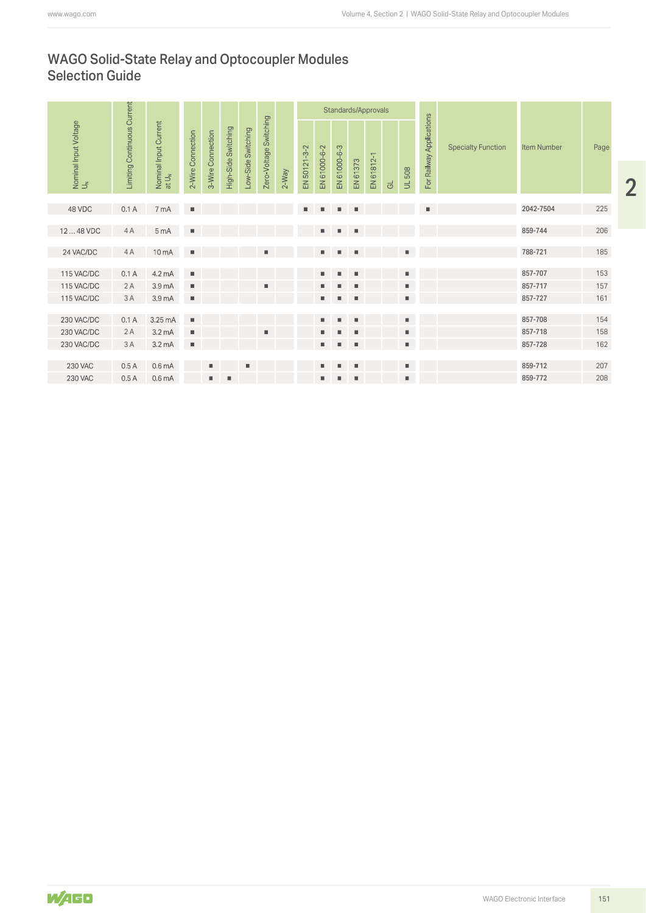# WAGO Solid-State Relay and Optocoupler Modules Selection Guide

| Nominal Input Voltage $U_N$ | Limiting Continuous Current | Nominal Input Current at $U_N$ | 2-Wire Connection | 3-Wire Connection | High-Side Switching | Low-Side Switching | Zero-Voltage Switching | 2-Way | Standards/Approvals | | | | | | | For Railway Applications | Specialty Function | Item Number | Page |
|---|---|---|---|---|---|---|---|---|---|---|---|---|---|---|---|---|---|---|---|
| | | | | | | | | | EN 50121-3-2 | EN 61000-6-2 | EN 61000-6-3 | EN 61373 | EN 61812-1 | GL | UL 508 | | | | |
| 48 VDC | 0.1 A | 7 mA | ■ | | | | | | ■ | ■ | ■ | ■ | | | | ■ | | **2042-7504** | 225 |
| 12 … 48 VDC | 4 A | 5 mA | ■ | | | | | | | ■ | ■ | ■ | | | | | | **859-744** | 206 |
| 24 VAC/DC | 4 A | 10 mA | ■ | | | | ■ | | | ■ | ■ | ■ | | | ■ | | | **788-721** | 185 |
| 115 VAC/DC | 0.1 A | 4.2 mA | ■ | | | | | | | ■ | ■ | ■ | | | ■ | | | **857-707** | 153 |
| 115 VAC/DC | 2 A | 3.9 mA | ■ | | | | ■ | | | ■ | ■ | ■ | | | ■ | | | **857-717** | 157 |
| 115 VAC/DC | 3 A | 3.9 mA | ■ | | | | | | | ■ | ■ | ■ | | | ■ | | | **857-727** | 161 |
| 230 VAC/DC | 0.1 A | 3.25 mA | ■ | | | | | | | ■ | ■ | ■ | | | ■ | | | **857-708** | 154 |
| 230 VAC/DC | 2 A | 3.2 mA | ■ | | | | ■ | | | ■ | ■ | ■ | | | ■ | | | **857-718** | 158 |
| 230 VAC/DC | 3 A | 3.2 mA | ■ | | | | | | | ■ | ■ | ■ | | | ■ | | | **857-728** | 162 |
| 230 VAC | 0.5 A | 0.6 mA | | ■ | | ■ | | | | ■ | ■ | ■ | | | ■ | | | **859-712** | 207 |
| 230 VAC | 0.5 A | 0.6 mA | | ■ | ■ | | | | | ■ | ■ | ■ | | | ■ | | | **859-772** | 208 |